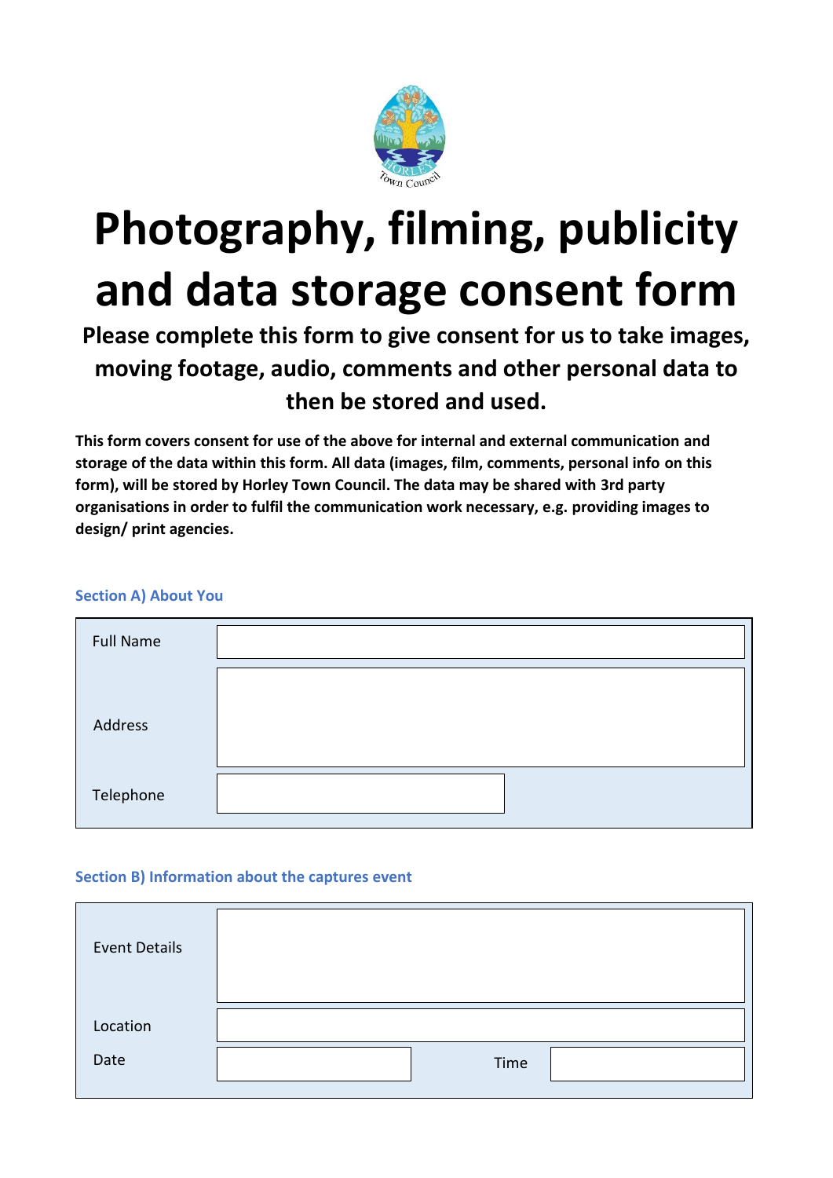# Photography, filming, publicity and data storage consent form

**Please complete this form to give consent for us to take images, moving footage, audio, comments and other personal data to then be stored and used.**

**This form covers consent for use of the above for internal and external communication and storage of the data within this form. All data (images, film, comments, personal info on this form), will be stored by Horley Town Council. The data may be shared with 3rd party organisations in order to fulfil the communication work necessary, e.g. providing images to design/ print agencies.**

### Section A) About You

| | |
|---|---|
| Full Name | |
| Address | |
| Telephone | |

### Section B) Information about the captures event

| | | | |
|---|---|---|---|
| Event Details | | | |
| Location | | | |
| Date | | Time | |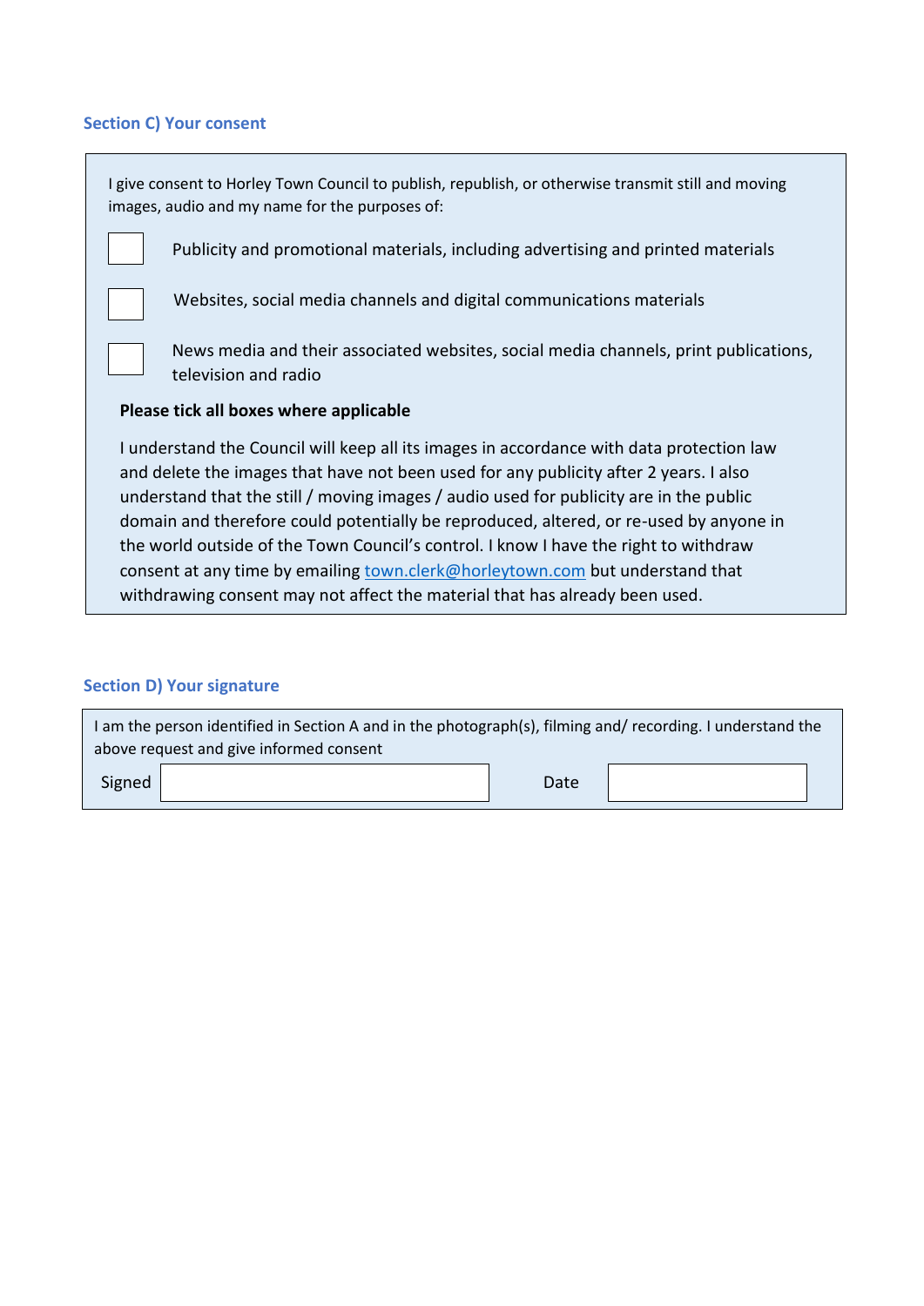## Section C) Your consent

I give consent to Horley Town Council to publish, republish, or otherwise transmit still and moving images, audio and my name for the purposes of:

- [ ] Publicity and promotional materials, including advertising and printed materials
- [ ] Websites, social media channels and digital communications materials
- [ ] News media and their associated websites, social media channels, print publications, television and radio

**Please tick all boxes where applicable**

I understand the Council will keep all its images in accordance with data protection law and delete the images that have not been used for any publicity after 2 years. I also understand that the still / moving images / audio used for publicity are in the public domain and therefore could potentially be reproduced, altered, or re-used by anyone in the world outside of the Town Council's control. I know I have the right to withdraw consent at any time by emailing town.clerk@horleytown.com but understand that withdrawing consent may not affect the material that has already been used.

## Section D) Your signature

I am the person identified in Section A and in the photograph(s), filming and/ recording. I understand the above request and give informed consent

| | | | |
|---|---|---|---|
| Signed | | Date | |